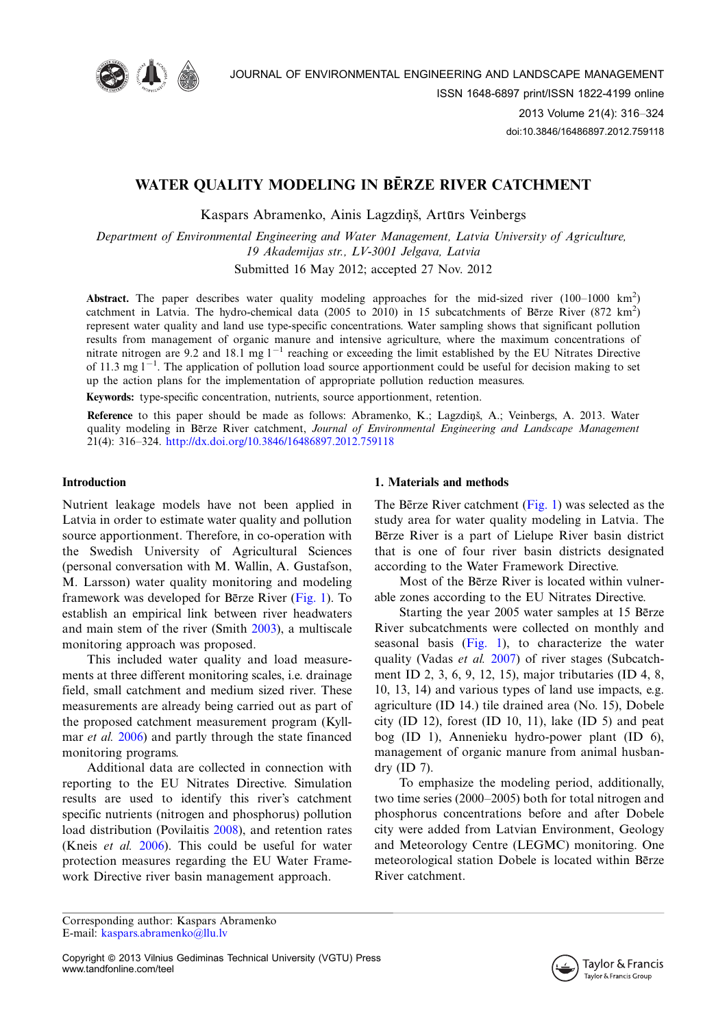# WATER QUALITY MODELING IN BĒRZE RIVER CATCHMENT

Kaspars Abramenko, Ainis Lagzdiņš, Artūrs Veinbergs

*Department of Environmental Engineering and Water Management, Latvia University of Agriculture, 19 Akademijas str., LV-3001 Jelgava, Latvia*

Submitted 16 May 2012; accepted 27 Nov. 2012

**Abstract.** The paper describes water quality modeling approaches for the mid-sized river (100–1000 $km^2$) catchment in Latvia. The hydro-chemical data (2005 to 2010) in 15 subcatchments of Bērze River (872 $km^2$) represent water quality and land use type-specific concentrations. Water sampling shows that significant pollution results from management of organic manure and intensive agriculture, where the maximum concentrations of nitrate nitrogen are 9.2 and 18.1 mg $l^{-1}$ reaching or exceeding the limit established by the EU Nitrates Directive of 11.3 mg $l^{-1}$. The application of pollution load source apportionment could be useful for decision making to set up the action plans for the implementation of appropriate pollution reduction measures.

**Keywords:** type-specific concentration, nutrients, source apportionment, retention.

**Reference** to this paper should be made as follows: Abramenko, K.; Lagzdiņš, A.; Veinbergs, A. 2013. Water quality modeling in Bērze River catchment, *Journal of Environmental Engineering and Landscape Management* 21(4): 316–324. http://dx.doi.org/10.3846/16486897.2012.759118

## Introduction

Nutrient leakage models have not been applied in Latvia in order to estimate water quality and pollution source apportionment. Therefore, in co-operation with the Swedish University of Agricultural Sciences (personal conversation with M. Wallin, A. Gustafson, M. Larsson) water quality monitoring and modeling framework was developed for Bērze River (Fig. 1). To establish an empirical link between river headwaters and main stem of the river (Smith 2003), a multiscale monitoring approach was proposed.

This included water quality and load measurements at three different monitoring scales, i.e. drainage field, small catchment and medium sized river. These measurements are already being carried out as part of the proposed catchment measurement program (Kyllmar *et al.* 2006) and partly through the state financed monitoring programs.

Additional data are collected in connection with reporting to the EU Nitrates Directive. Simulation results are used to identify this river's catchment specific nutrients (nitrogen and phosphorus) pollution load distribution (Povilaitis 2008), and retention rates (Kneis *et al.* 2006). This could be useful for water protection measures regarding the EU Water Framework Directive river basin management approach.

## 1. Materials and methods

The Bērze River catchment (Fig. 1) was selected as the study area for water quality modeling in Latvia. The Bērze River is a part of Lielupe River basin district that is one of four river basin districts designated according to the Water Framework Directive.

Most of the Bērze River is located within vulnerable zones according to the EU Nitrates Directive.

Starting the year 2005 water samples at 15 Bērze River subcatchments were collected on monthly and seasonal basis (Fig. 1), to characterize the water quality (Vadas *et al.* 2007) of river stages (Subcatchment ID 2, 3, 6, 9, 12, 15), major tributaries (ID 4, 8, 10, 13, 14) and various types of land use impacts, e.g. agriculture (ID 14.) tile drained area (No. 15), Dobele city (ID 12), forest (ID 10, 11), lake (ID 5) and peat bog (ID 1), Annenieku hydro-power plant (ID 6), management of organic manure from animal husbandry (ID 7).

To emphasize the modeling period, additionally, two time series (2000–2005) both for total nitrogen and phosphorus concentrations before and after Dobele city were added from Latvian Environment, Geology and Meteorology Centre (LEGMC) monitoring. One meteorological station Dobele is located within Bērze River catchment.

Corresponding author: Kaspars Abramenko
E-mail: kaspars.abramenko@llu.lv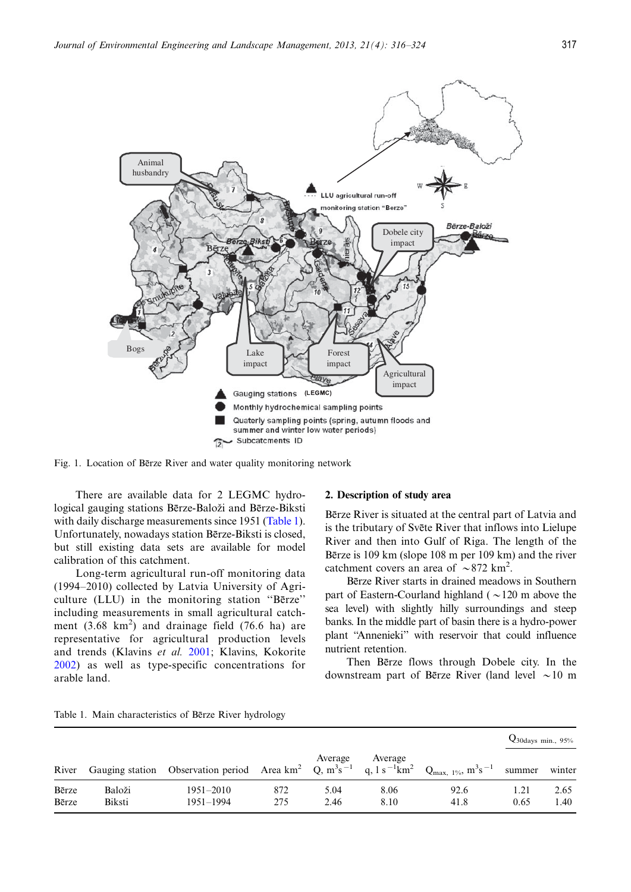Fig. 1. Location of Bērze River and water quality monitoring network

There are available data for 2 LEGMC hydrological gauging stations Bērze-Baloži and Bērze-Biksti with daily discharge measurements since 1951 (Table 1). Unfortunately, nowadays station Bērze-Biksti is closed, but still existing data sets are available for model calibration of this catchment.

Long-term agricultural run-off monitoring data (1994–2010) collected by Latvia University of Agriculture (LLU) in the monitoring station "Bērze" including measurements in small agricultural catchment (3.68 $km^2$) and drainage field (76.6 ha) are representative for agricultural production levels and trends (Klavins *et al.* 2001; Klavins, Kokorite 2002) as well as type-specific concentrations for arable land.

## 2. Description of study area

Bērze River is situated at the central part of Latvia and is the tributary of Svēte River that inflows into Lielupe River and then into Gulf of Riga. The length of the Bērze is 109 km (slope 108 m per 109 km) and the river catchment covers an area of ~872 $km^2$.

Bērze River starts in drained meadows in Southern part of Eastern-Courland highland (~120 m above the sea level) with slightly hilly surroundings and steep banks. In the middle part of basin there is a hydro-power plant "Annenieki" with reservoir that could influence nutrient retention.

Then Bērze flows through Dobele city. In the downstream part of Bērze River (land level ~10 m

Table 1. Main characteristics of Bērze River hydrology

| River | Gauging station | Observation period | Area $km^2$ | Average Q, $m^3s^{-1}$ | Average q, $l\ s^{-1}km^2$ | $Q_{max,\ 1\%}$, $m^3s^{-1}$ | $Q_{30days\ min.,\ 95\%}$ summer | $Q_{30days\ min.,\ 95\%}$ winter |
|---|---|---|---|---|---|---|---|---|
| Bērze | Baloži | 1951–2010 | 872 | 5.04 | 8.06 | 92.6 | 1.21 | 2.65 |
| Bērze | Biksti | 1951–1994 | 275 | 2.46 | 8.10 | 41.8 | 0.65 | 1.40 |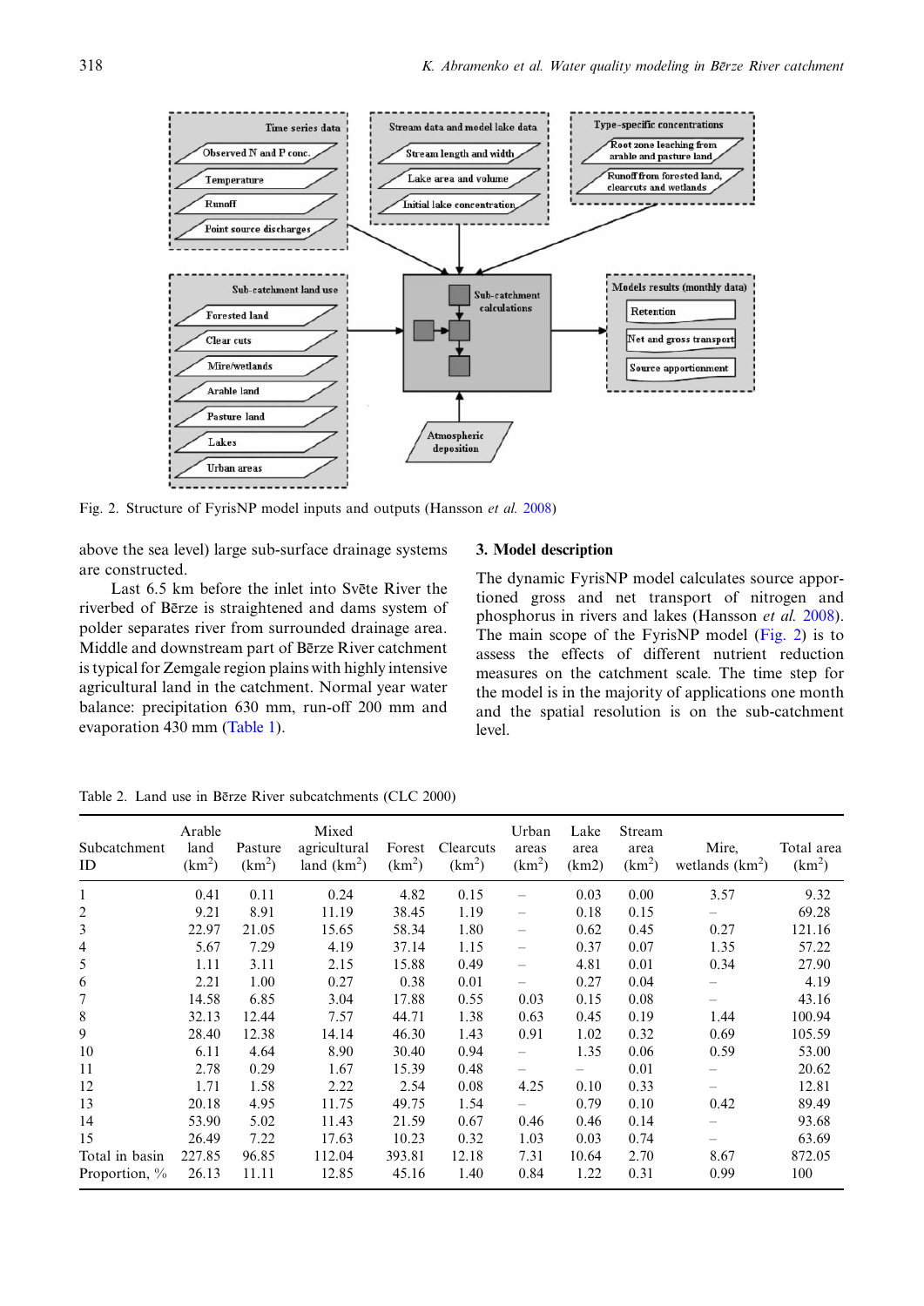Fig. 2. Structure of FyrisNP model inputs and outputs (Hansson *et al.* 2008)

above the sea level) large sub-surface drainage systems are constructed.

Last 6.5 km before the inlet into Svēte River the riverbed of Bērze is straightened and dams system of polder separates river from surrounded drainage area. Middle and downstream part of Bērze River catchment is typical for Zemgale region plains with highly intensive agricultural land in the catchment. Normal year water balance: precipitation 630 mm, run-off 200 mm and evaporation 430 mm (Table 1).

## 3. Model description

The dynamic FyrisNP model calculates source apportioned gross and net transport of nitrogen and phosphorus in rivers and lakes (Hansson *et al.* 2008). The main scope of the FyrisNP model (Fig. 2) is to assess the effects of different nutrient reduction measures on the catchment scale. The time step for the model is in the majority of applications one month and the spatial resolution is on the sub-catchment level.

Table 2. Land use in Bērze River subcatchments (CLC 2000)

| Subcatchment ID | Arable land ($km^2$) | Pasture ($km^2$) | Mixed agricultural land ($km^2$) | Forest ($km^2$) | Clearcuts ($km^2$) | Urban areas ($km^2$) | Lake area (km2) | Stream area ($km^2$) | Mire, wetlands ($km^2$) | Total area ($km^2$) |
|---|---|---|---|---|---|---|---|---|---|---|
| 1 | 0.41 | 0.11 | 0.24 | 4.82 | 0.15 | – | 0.03 | 0.00 | 3.57 | 9.32 |
| 2 | 9.21 | 8.91 | 11.19 | 38.45 | 1.19 | – | 0.18 | 0.15 | – | 69.28 |
| 3 | 22.97 | 21.05 | 15.65 | 58.34 | 1.80 | – | 0.62 | 0.45 | 0.27 | 121.16 |
| 4 | 5.67 | 7.29 | 4.19 | 37.14 | 1.15 | – | 0.37 | 0.07 | 1.35 | 57.22 |
| 5 | 1.11 | 3.11 | 2.15 | 15.88 | 0.49 | – | 4.81 | 0.01 | 0.34 | 27.90 |
| 6 | 2.21 | 1.00 | 0.27 | 0.38 | 0.01 | – | 0.27 | 0.04 | – | 4.19 |
| 7 | 14.58 | 6.85 | 3.04 | 17.88 | 0.55 | 0.03 | 0.15 | 0.08 | – | 43.16 |
| 8 | 32.13 | 12.44 | 7.57 | 44.71 | 1.38 | 0.63 | 0.45 | 0.19 | 1.44 | 100.94 |
| 9 | 28.40 | 12.38 | 14.14 | 46.30 | 1.43 | 0.91 | 1.02 | 0.32 | 0.69 | 105.59 |
| 10 | 6.11 | 4.64 | 8.90 | 30.40 | 0.94 | – | 1.35 | 0.06 | 0.59 | 53.00 |
| 11 | 2.78 | 0.29 | 1.67 | 15.39 | 0.48 | – | – | 0.01 | – | 20.62 |
| 12 | 1.71 | 1.58 | 2.22 | 2.54 | 0.08 | 4.25 | 0.10 | 0.33 | – | 12.81 |
| 13 | 20.18 | 4.95 | 11.75 | 49.75 | 1.54 | – | 0.79 | 0.10 | 0.42 | 89.49 |
| 14 | 53.90 | 5.02 | 11.43 | 21.59 | 0.67 | 0.46 | 0.46 | 0.14 | – | 93.68 |
| 15 | 26.49 | 7.22 | 17.63 | 10.23 | 0.32 | 1.03 | 0.03 | 0.74 | – | 63.69 |
| Total in basin | 227.85 | 96.85 | 112.04 | 393.81 | 12.18 | 7.31 | 10.64 | 2.70 | 8.67 | 872.05 |
| Proportion, % | 26.13 | 11.11 | 12.85 | 45.16 | 1.40 | 0.84 | 1.22 | 0.31 | 0.99 | 100 |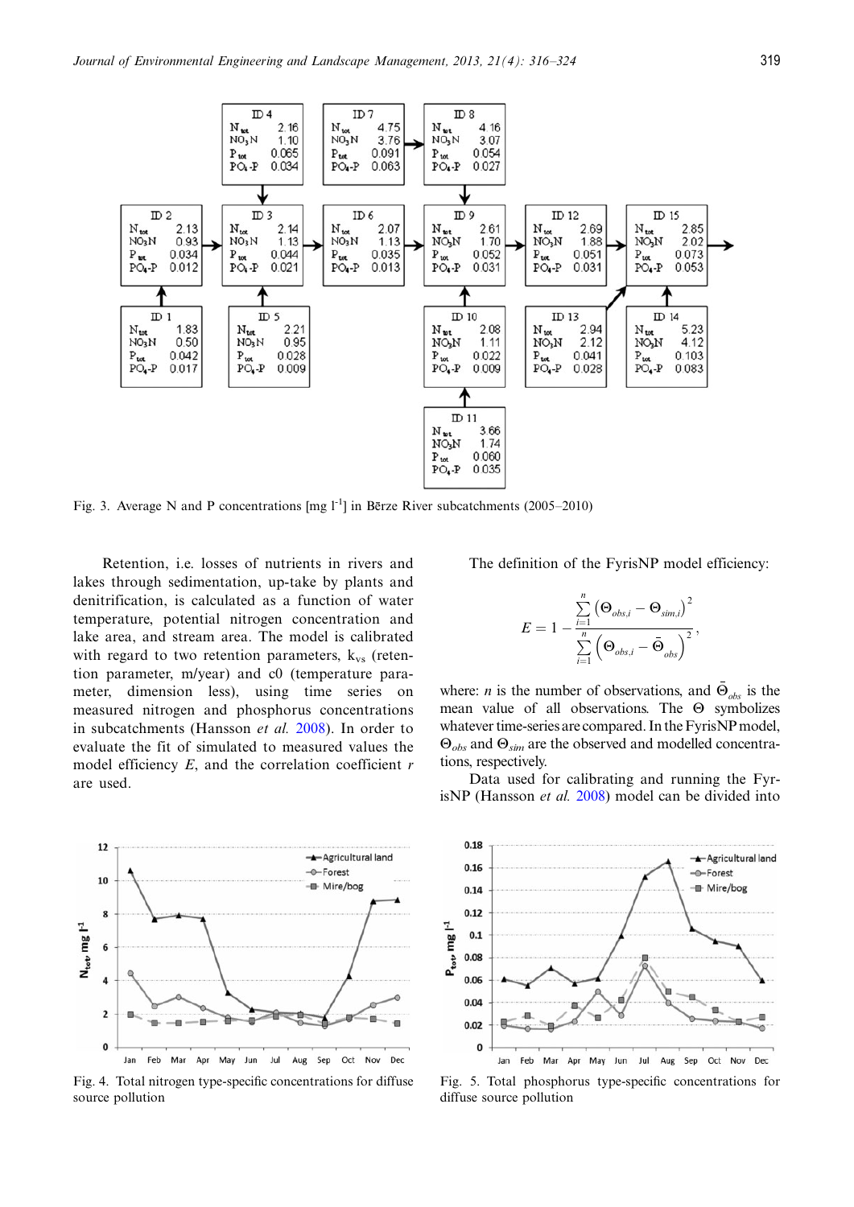Fig. 3. Average N and P concentrations [mg l$^{-1}$] in Bērze River subcatchments (2005–2010)

Retention, i.e. losses of nutrients in rivers and lakes through sedimentation, up-take by plants and denitrification, is calculated as a function of water temperature, potential nitrogen concentration and lake area, and stream area. The model is calibrated with regard to two retention parameters, $k_{vs}$ (retention parameter, m/year) and c0 (temperature parameter, dimension less), using time series on measured nitrogen and phosphorus concentrations in subcatchments (Hansson *et al.* 2008). In order to evaluate the fit of simulated to measured values the model efficiency *E*, and the correlation coefficient *r* are used.

The definition of the FyrisNP model efficiency:

$$E = 1 - \frac{\sum_{i=1}^{n} \left(\Theta_{obs,i} - \Theta_{sim,i}\right)^2}{\sum_{i=1}^{n} \left(\Theta_{obs,i} - \bar{\Theta}_{obs}\right)^2},$$

where: *n* is the number of observations, and $\bar{\Theta}_{obs}$ is the mean value of all observations. The $\Theta$ symbolizes whatever time-series are compared. In the FyrisNP model, $\Theta_{obs}$ and $\Theta_{sim}$ are the observed and modelled concentrations, respectively.

Data used for calibrating and running the FyrisNP (Hansson *et al.* 2008) model can be divided into

Fig. 4. Total nitrogen type-specific concentrations for diffuse source pollution

Fig. 5. Total phosphorus type-specific concentrations for diffuse source pollution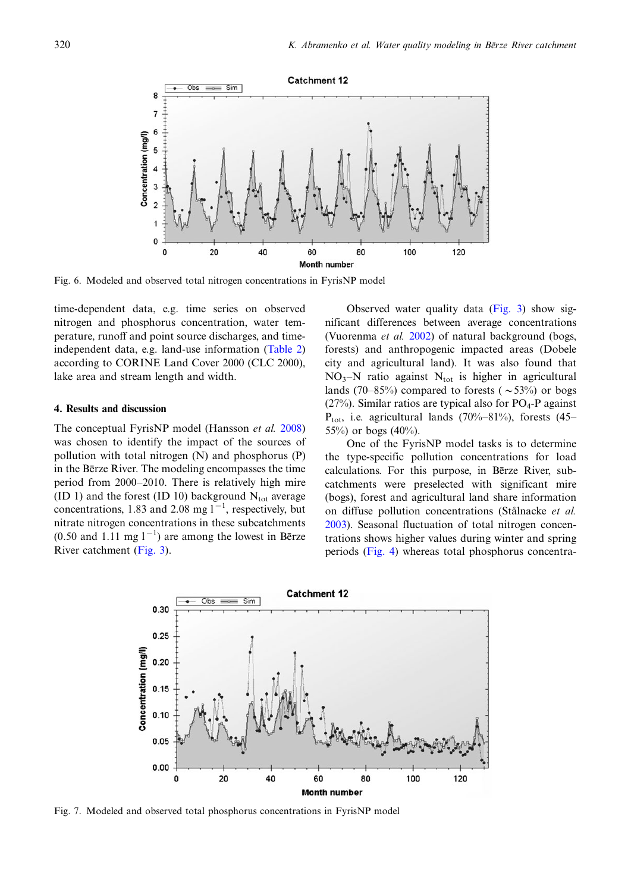Fig. 6. Modeled and observed total nitrogen concentrations in FyrisNP model

time-dependent data, e.g. time series on observed nitrogen and phosphorus concentration, water temperature, runoff and point source discharges, and time-independent data, e.g. land-use information (Table 2) according to CORINE Land Cover 2000 (CLC 2000), lake area and stream length and width.

## 4. Results and discussion

The conceptual FyrisNP model (Hansson *et al.* 2008) was chosen to identify the impact of the sources of pollution with total nitrogen (N) and phosphorus (P) in the Bērze River. The modeling encompasses the time period from 2000–2010. There is relatively high mire (ID 1) and the forest (ID 10) background $N_{tot}$ average concentrations, 1.83 and 2.08 mg $l^{-1}$, respectively, but nitrate nitrogen concentrations in these subcatchments (0.50 and 1.11 mg $l^{-1}$) are among the lowest in Bērze River catchment (Fig. 3).

Observed water quality data (Fig. 3) show significant differences between average concentrations (Vuorenma *et al.* 2002) of natural background (bogs, forests) and anthropogenic impacted areas (Dobele city and agricultural land). It was also found that $NO_3$–N ratio against $N_{tot}$ is higher in agricultural lands (70–85%) compared to forests ($\sim$53%) or bogs (27%). Similar ratios are typical also for $PO_4$-P against $P_{tot}$, i.e. agricultural lands (70%–81%), forests (45–55%) or bogs (40%).

One of the FyrisNP model tasks is to determine the type-specific pollution concentrations for load calculations. For this purpose, in Bērze River, subcatchments were preselected with significant mire (bogs), forest and agricultural land share information on diffuse pollution concentrations (Stålnacke *et al.* 2003). Seasonal fluctuation of total nitrogen concentrations shows higher values during winter and spring periods (Fig. 4) whereas total phosphorus concentra-

Fig. 7. Modeled and observed total phosphorus concentrations in FyrisNP model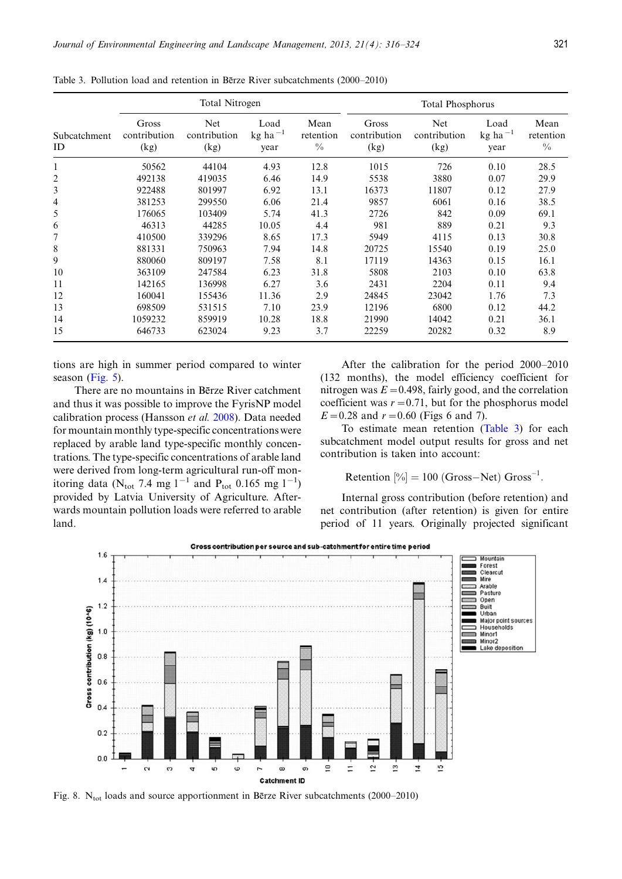Table 3. Pollution load and retention in Bērze River subcatchments (2000–2010)

| Subcatchment ID | Total Nitrogen | | | | Total Phosphorus | | | |
|---|---|---|---|---|---|---|---|---|
| | Gross contribution (kg) | Net contribution (kg) | Load kg $ha^{-1}$ year | Mean retention % | Gross contribution (kg) | Net contribution (kg) | Load kg $ha^{-1}$ year | Mean retention % |
| 1 | 50562 | 44104 | 4.93 | 12.8 | 1015 | 726 | 0.10 | 28.5 |
| 2 | 492138 | 419035 | 6.46 | 14.9 | 5538 | 3880 | 0.07 | 29.9 |
| 3 | 922488 | 801997 | 6.92 | 13.1 | 16373 | 11807 | 0.12 | 27.9 |
| 4 | 381253 | 299550 | 6.06 | 21.4 | 9857 | 6061 | 0.16 | 38.5 |
| 5 | 176065 | 103409 | 5.74 | 41.3 | 2726 | 842 | 0.09 | 69.1 |
| 6 | 46313 | 44285 | 10.05 | 4.4 | 981 | 889 | 0.21 | 9.3 |
| 7 | 410500 | 339296 | 8.65 | 17.3 | 5949 | 4115 | 0.13 | 30.8 |
| 8 | 881331 | 750963 | 7.94 | 14.8 | 20725 | 15540 | 0.19 | 25.0 |
| 9 | 880060 | 809197 | 7.58 | 8.1 | 17119 | 14363 | 0.15 | 16.1 |
| 10 | 363109 | 247584 | 6.23 | 31.8 | 5808 | 2103 | 0.10 | 63.8 |
| 11 | 142165 | 136998 | 6.27 | 3.6 | 2431 | 2204 | 0.11 | 9.4 |
| 12 | 160041 | 155436 | 11.36 | 2.9 | 24845 | 23042 | 1.76 | 7.3 |
| 13 | 698509 | 531515 | 7.10 | 23.9 | 12196 | 6800 | 0.12 | 44.2 |
| 14 | 1059232 | 859919 | 10.28 | 18.8 | 21990 | 14042 | 0.21 | 36.1 |
| 15 | 646733 | 623024 | 9.23 | 3.7 | 22259 | 20282 | 0.32 | 8.9 |

tions are high in summer period compared to winter season (Fig. 5).

There are no mountains in Bērze River catchment and thus it was possible to improve the FyrisNP model calibration process (Hansson *et al.* 2008). Data needed for mountain monthly type-specific concentrations were replaced by arable land type-specific monthly concentrations. The type-specific concentrations of arable land were derived from long-term agricultural run-off monitoring data ($N_{tot}$ 7.4 mg $l^{-1}$ and $P_{tot}$ 0.165 mg $l^{-1}$) provided by Latvia University of Agriculture. Afterwards mountain pollution loads were referred to arable land.

After the calibration for the period 2000–2010 (132 months), the model efficiency coefficient for nitrogen was $E = 0.498$, fairly good, and the correlation coefficient was $r = 0.71$, but for the phosphorus model $E = 0.28$ and $r = 0.60$ (Figs 6 and 7).

To estimate mean retention (Table 3) for each subcatchment model output results for gross and net contribution is taken into account:

$$\text{Retention } [\%] = 100\ (\text{Gross} - \text{Net})\ \text{Gross}^{-1}.$$

Internal gross contribution (before retention) and net contribution (after retention) is given for entire period of 11 years. Originally projected significant

Fig. 8. $N_{tot}$ loads and source apportionment in Bērze River subcatchments (2000–2010)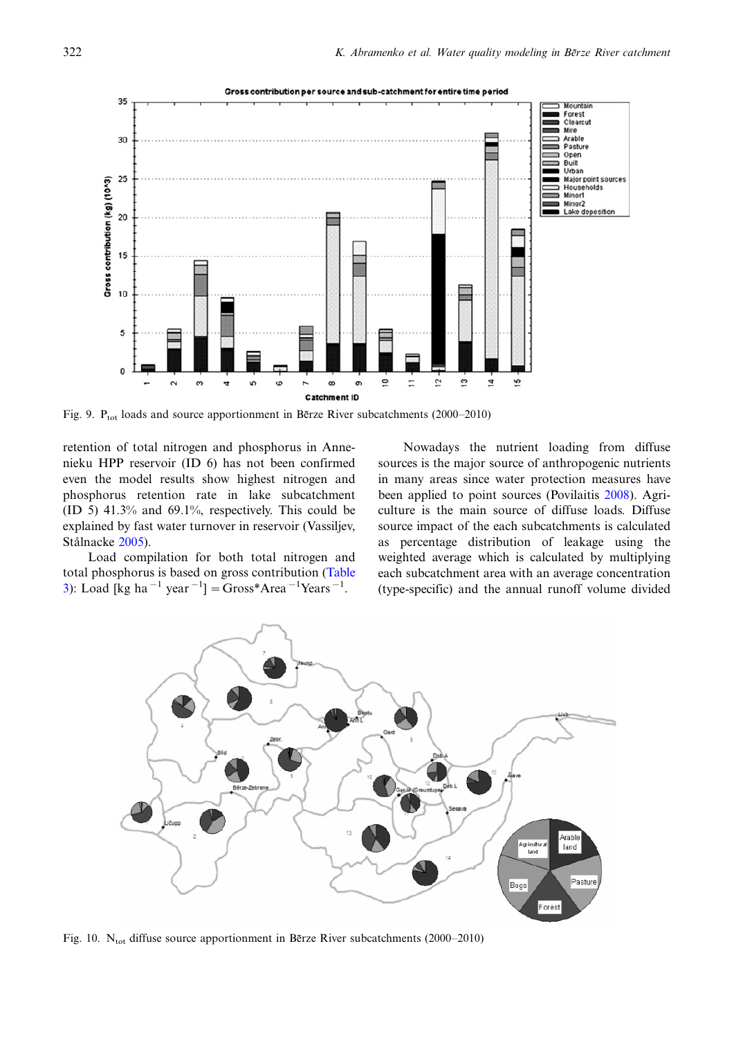Fig. 9. $P_{tot}$ loads and source apportionment in Bērze River subcatchments (2000–2010)

retention of total nitrogen and phosphorus in Annenieku HPP reservoir (ID 6) has not been confirmed even the model results show highest nitrogen and phosphorus retention rate in lake subcatchment (ID 5) 41.3% and 69.1%, respectively. This could be explained by fast water turnover in reservoir (Vassiljev, Stålnacke 2005).

Load compilation for both total nitrogen and total phosphorus is based on gross contribution (Table 3): Load [kg ha$^{-1}$ year$^{-1}$] = Gross*Area$^{-1}$Years$^{-1}$.

Nowadays the nutrient loading from diffuse sources is the major source of anthropogenic nutrients in many areas since water protection measures have been applied to point sources (Povilaitis 2008). Agriculture is the main source of diffuse loads. Diffuse source impact of the each subcatchments is calculated as percentage distribution of leakage using the weighted average which is calculated by multiplying each subcatchment area with an average concentration (type-specific) and the annual runoff volume divided

Fig. 10. $N_{tot}$ diffuse source apportionment in Bērze River subcatchments (2000–2010)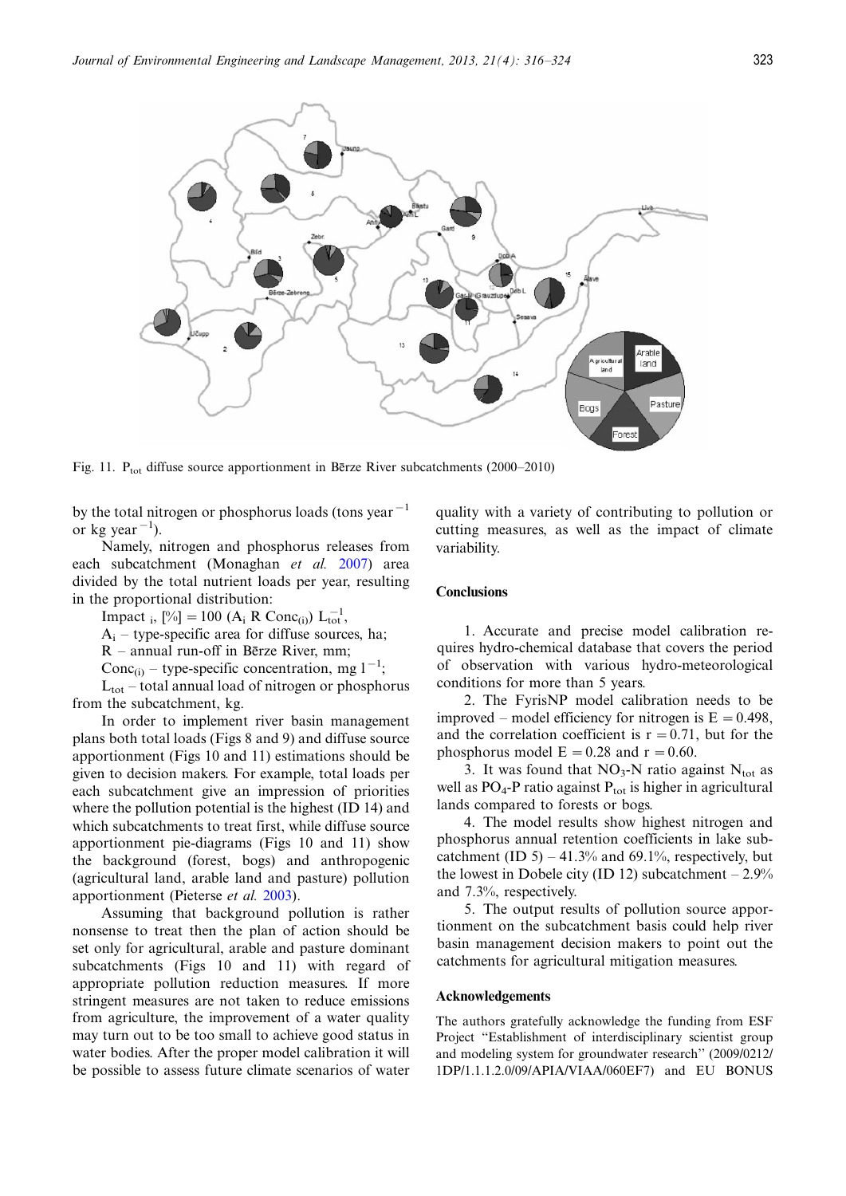Fig. 11. $P_{tot}$ diffuse source apportionment in Bērze River subcatchments (2000–2010)

by the total nitrogen or phosphorus loads (tons year$^{-1}$ or kg year$^{-1}$).

Namely, nitrogen and phosphorus releases from each subcatchment (Monaghan *et al.* 2007) area divided by the total nutrient loads per year, resulting in the proportional distribution:

Impact $_{i}$, [%] $= 100\ (A_i\ R\ Conc_{(i)})\ L_{tot}^{-1}$,

$A_i$ – type-specific area for diffuse sources, ha;

R – annual run-off in Bērze River, mm;

$Conc_{(i)}$ – type-specific concentration, mg l$^{-1}$;

$L_{tot}$ – total annual load of nitrogen or phosphorus from the subcatchment, kg.

In order to implement river basin management plans both total loads (Figs 8 and 9) and diffuse source apportionment (Figs 10 and 11) estimations should be given to decision makers. For example, total loads per each subcatchment give an impression of priorities where the pollution potential is the highest (ID 14) and which subcatchments to treat first, while diffuse source apportionment pie-diagrams (Figs 10 and 11) show the background (forest, bogs) and anthropogenic (agricultural land, arable land and pasture) pollution apportionment (Pieterse *et al.* 2003).

Assuming that background pollution is rather nonsense to treat then the plan of action should be set only for agricultural, arable and pasture dominant subcatchments (Figs 10 and 11) with regard of appropriate pollution reduction measures. If more stringent measures are not taken to reduce emissions from agriculture, the improvement of a water quality may turn out to be too small to achieve good status in water bodies. After the proper model calibration it will be possible to assess future climate scenarios of water quality with a variety of contributing to pollution or cutting measures, as well as the impact of climate variability.

## Conclusions

1. Accurate and precise model calibration requires hydro-chemical database that covers the period of observation with various hydro-meteorological conditions for more than 5 years.

2. The FyrisNP model calibration needs to be improved – model efficiency for nitrogen is $E = 0.498$, and the correlation coefficient is $r = 0.71$, but for the phosphorus model $E = 0.28$ and $r = 0.60$.

3. It was found that $NO_3$-N ratio against $N_{tot}$ as well as $PO_4$-P ratio against $P_{tot}$ is higher in agricultural lands compared to forests or bogs.

4. The model results show highest nitrogen and phosphorus annual retention coefficients in lake subcatchment (ID 5) – 41.3% and 69.1%, respectively, but the lowest in Dobele city (ID 12) subcatchment – 2.9% and 7.3%, respectively.

5. The output results of pollution source apportionment on the subcatchment basis could help river basin management decision makers to point out the catchments for agricultural mitigation measures.

## Acknowledgements

The authors gratefully acknowledge the funding from ESF Project "Establishment of interdisciplinary scientist group and modeling system for groundwater research" (2009/0212/1DP/1.1.1.2.0/09/APIA/VIAA/060EF7) and EU BONUS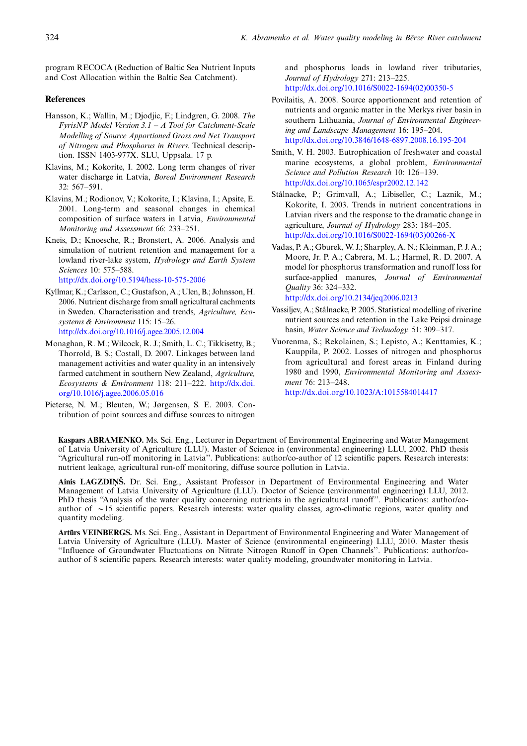program RECOCA (Reduction of Baltic Sea Nutrient Inputs and Cost Allocation within the Baltic Sea Catchment).

## References

Hansson, K.; Wallin, M.; Djodjic, F.; Lindgren, G. 2008. *The FyrisNP Model Version 3.1 – A Tool for Catchment-Scale Modelling of Source Apportioned Gross and Net Transport of Nitrogen and Phosphorus in Rivers*. Technical description. ISSN 1403-977X. SLU, Uppsala. 17 p.

Klavins, M.; Kokorite, I. 2002. Long term changes of river water discharge in Latvia, *Boreal Environment Research* 32: 567–591.

Klavins, M.; Rodionov, V.; Kokorite, I.; Klavina, I.; Apsite, E. 2001. Long-term and seasonal changes in chemical composition of surface waters in Latvia, *Environmental Monitoring and Assessment* 66: 233–251.

Kneis, D.; Knoesche, R.; Bronstert, A. 2006. Analysis and simulation of nutrient retention and management for a lowland river-lake system, *Hydrology and Earth System Sciences* 10: 575–588. http://dx.doi.org/10.5194/hess-10-575-2006

Kyllmar, K.; Carlsson, C.; Gustafson, A.; Ulen, B.; Johnsson, H. 2006. Nutrient discharge from small agricultural cachments in Sweden. Characterisation and trends, *Agriculture, Ecosystems & Environment* 115: 15–26. http://dx.doi.org/10.1016/j.agee.2005.12.004

Monaghan, R. M.; Wilcock, R. J.; Smith, L. C.; Tikkisetty, B.; Thorrold, B. S.; Costall, D. 2007. Linkages between land management activities and water quality in an intensively farmed catchment in southern New Zealand, *Agriculture, Ecosystems & Environment* 118: 211–222. http://dx.doi.org/10.1016/j.agee.2006.05.016

Pieterse, N. M.; Bleuten, W.; Jørgensen, S. E. 2003. Contribution of point sources and diffuse sources to nitrogen and phosphorus loads in lowland river tributaries, *Journal of Hydrology* 271: 213–225. http://dx.doi.org/10.1016/S0022-1694(02)00350-5

Povilaitis, A. 2008. Source apportionment and retention of nutrients and organic matter in the Merkys river basin in southern Lithuania, *Journal of Environmental Engineering and Landscape Management* 16: 195–204. http://dx.doi.org/10.3846/1648-6897.2008.16.195-204

Smith, V. H. 2003. Eutrophication of freshwater and coastal marine ecosystems, a global problem, *Environmental Science and Pollution Research* 10: 126–139. http://dx.doi.org/10.1065/espr2002.12.142

Stålnacke, P.; Grimvall, A.; Libiseller, C.; Laznik, M.; Kokorite, I. 2003. Trends in nutrient concentrations in Latvian rivers and the response to the dramatic change in agriculture, *Journal of Hydrology* 283: 184–205. http://dx.doi.org/10.1016/S0022-1694(03)00266-X

Vadas, P. A.; Gburek, W. J.; Sharpley, A. N.; Kleinman, P. J. A.; Moore, Jr. P. A.; Cabrera, M. L.; Harmel, R. D. 2007. A model for phosphorus transformation and runoff loss for surface-applied manures, *Journal of Environmental Quality* 36: 324–332. http://dx.doi.org/10.2134/jeq2006.0213

Vassiljev, A.; Stålnacke, P. 2005. Statistical modelling of riverine nutrient sources and retention in the Lake Peipsi drainage basin, *Water Science and Technology*. 51: 309–317.

Vuorenma, S.; Rekolainen, S.; Lepisto, A.; Kenttamies, K.; Kauppila, P. 2002. Losses of nitrogen and phosphorus from agricultural and forest areas in Finland during 1980 and 1990, *Environmental Monitoring and Assessment* 76: 213–248. http://dx.doi.org/10.1023/A:1015584014417

**Kaspars ABRAMENKO.** Ms. Sci. Eng., Lecturer in Department of Environmental Engineering and Water Management of Latvia University of Agriculture (LLU). Master of Science in (environmental engineering) LLU, 2002. PhD thesis "Agricultural run-off monitoring in Latvia''. Publications: author/co-author of 12 scientific papers. Research interests: nutrient leakage, agricultural run-off monitoring, diffuse source pollution in Latvia.

**Ainis LAGZDIŅŠ.** Dr. Sci. Eng., Assistant Professor in Department of Environmental Engineering and Water Management of Latvia University of Agriculture (LLU). Doctor of Science (environmental engineering) LLU, 2012. PhD thesis "Analysis of the water quality concerning nutrients in the agricultural runoff''. Publications: author/co-author of ~15 scientific papers. Research interests: water quality classes, agro-climatic regions, water quality and quantity modeling.

**Artūrs VEINBERGS.** Ms. Sci. Eng., Assistant in Department of Environmental Engineering and Water Management of Latvia University of Agriculture (LLU). Master of Science (environmental engineering) LLU, 2010. Master thesis "Influence of Groundwater Fluctuations on Nitrate Nitrogen Runoff in Open Channels''. Publications: author/co-author of 8 scientific papers. Research interests: water quality modeling, groundwater monitoring in Latvia.